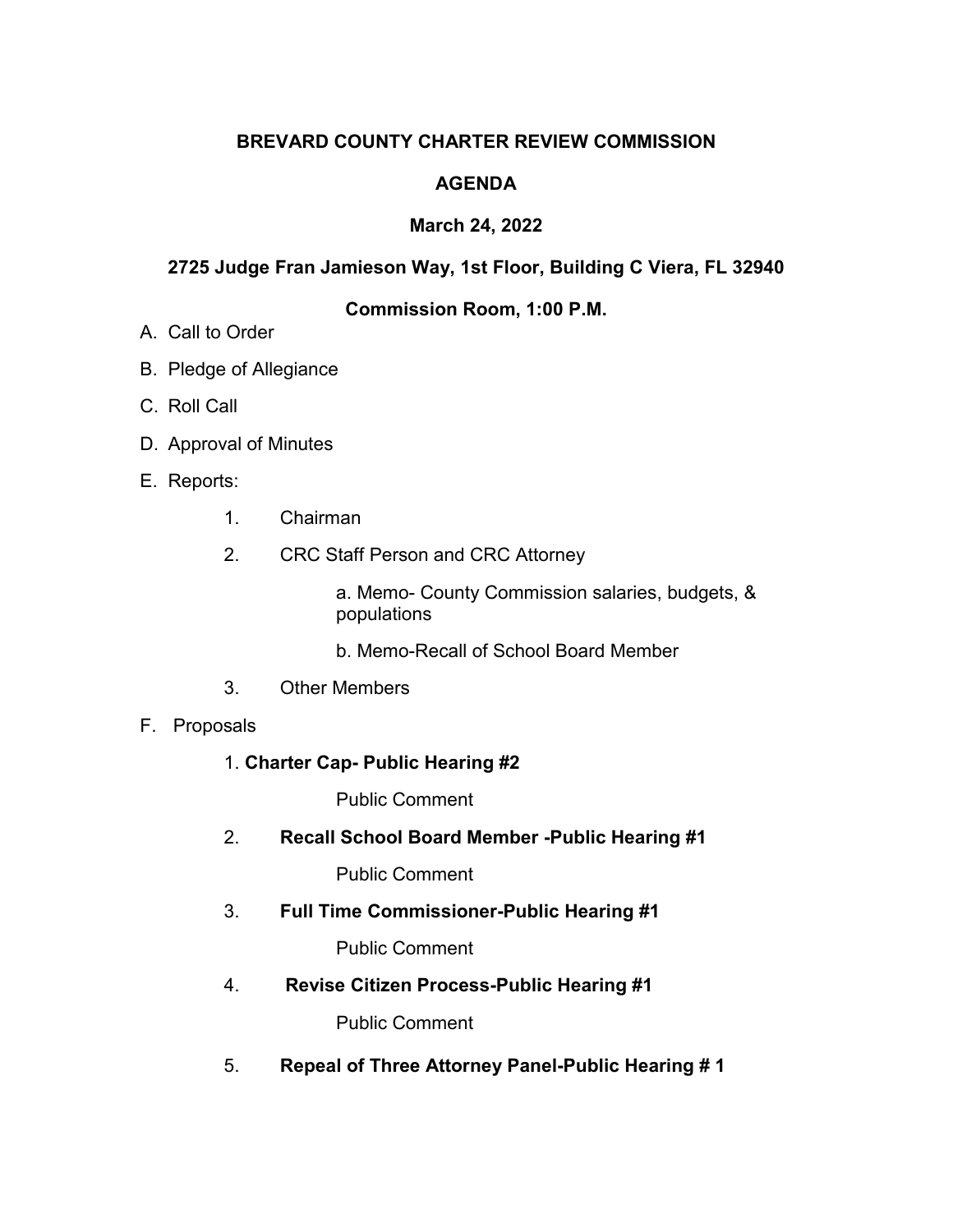# BREVARD COUNTY CHARTER REVIEW COMMISSION

## AGENDA

### March 24, 2022

### 2725 Judge Fran Jamieson Way, 1st Floor, Building C Viera, FL 32940

### Commission Room, 1:00 P.M.

A. Call to Order

B. Pledge of Allegiance

C. Roll Call

D. Approval of Minutes

E. Reports:

   1. Chairman

   2. CRC Staff Person and CRC Attorney

      a. Memo- County Commission salaries, budgets, & populations

      b. Memo-Recall of School Board Member

   3. Other Members

F. Proposals

   1. **Charter Cap- Public Hearing #2**

      Public Comment

   2. **Recall School Board Member -Public Hearing #1**

      Public Comment

   3. **Full Time Commissioner-Public Hearing #1**

      Public Comment

   4. **Revise Citizen Process-Public Hearing #1**

      Public Comment

   5. **Repeal of Three Attorney Panel-Public Hearing # 1**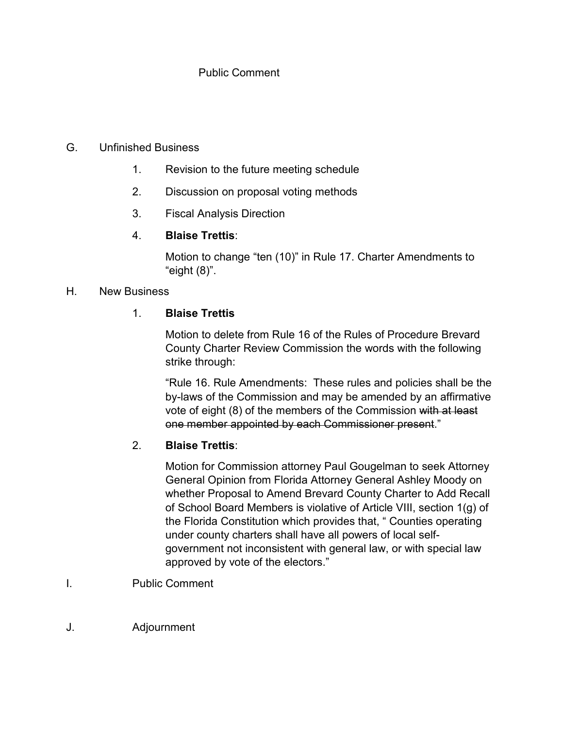Public Comment

G. Unfinished Business

1. Revision to the future meeting schedule

2. Discussion on proposal voting methods

3. Fiscal Analysis Direction

4. **Blaise Trettis**:

   Motion to change "ten (10)" in Rule 17. Charter Amendments to "eight (8)".

H. New Business

1. **Blaise Trettis**

   Motion to delete from Rule 16 of the Rules of Procedure Brevard County Charter Review Commission the words with the following strike through:

   "Rule 16. Rule Amendments: These rules and policies shall be the by-laws of the Commission and may be amended by an affirmative vote of eight (8) of the members of the Commission ~~with at least one member appointed by each Commissioner present~~."

2. **Blaise Trettis**:

   Motion for Commission attorney Paul Gougelman to seek Attorney General Opinion from Florida Attorney General Ashley Moody on whether Proposal to Amend Brevard County Charter to Add Recall of School Board Members is violative of Article VIII, section 1(g) of the Florida Constitution which provides that, " Counties operating under county charters shall have all powers of local self-government not inconsistent with general law, or with special law approved by vote of the electors."

I. Public Comment

J. Adjournment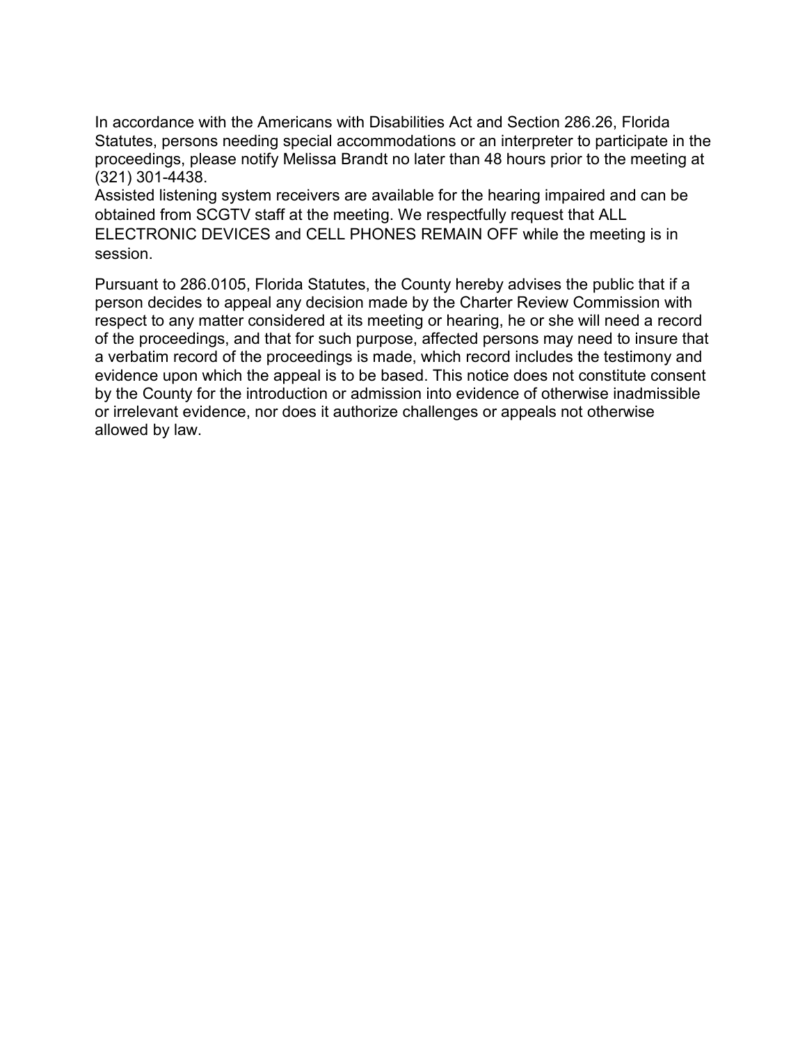In accordance with the Americans with Disabilities Act and Section 286.26, Florida Statutes, persons needing special accommodations or an interpreter to participate in the proceedings, please notify Melissa Brandt no later than 48 hours prior to the meeting at (321) 301-4438.
Assisted listening system receivers are available for the hearing impaired and can be obtained from SCGTV staff at the meeting. We respectfully request that ALL ELECTRONIC DEVICES and CELL PHONES REMAIN OFF while the meeting is in session.

Pursuant to 286.0105, Florida Statutes, the County hereby advises the public that if a person decides to appeal any decision made by the Charter Review Commission with respect to any matter considered at its meeting or hearing, he or she will need a record of the proceedings, and that for such purpose, affected persons may need to insure that a verbatim record of the proceedings is made, which record includes the testimony and evidence upon which the appeal is to be based. This notice does not constitute consent by the County for the introduction or admission into evidence of otherwise inadmissible or irrelevant evidence, nor does it authorize challenges or appeals not otherwise allowed by law.